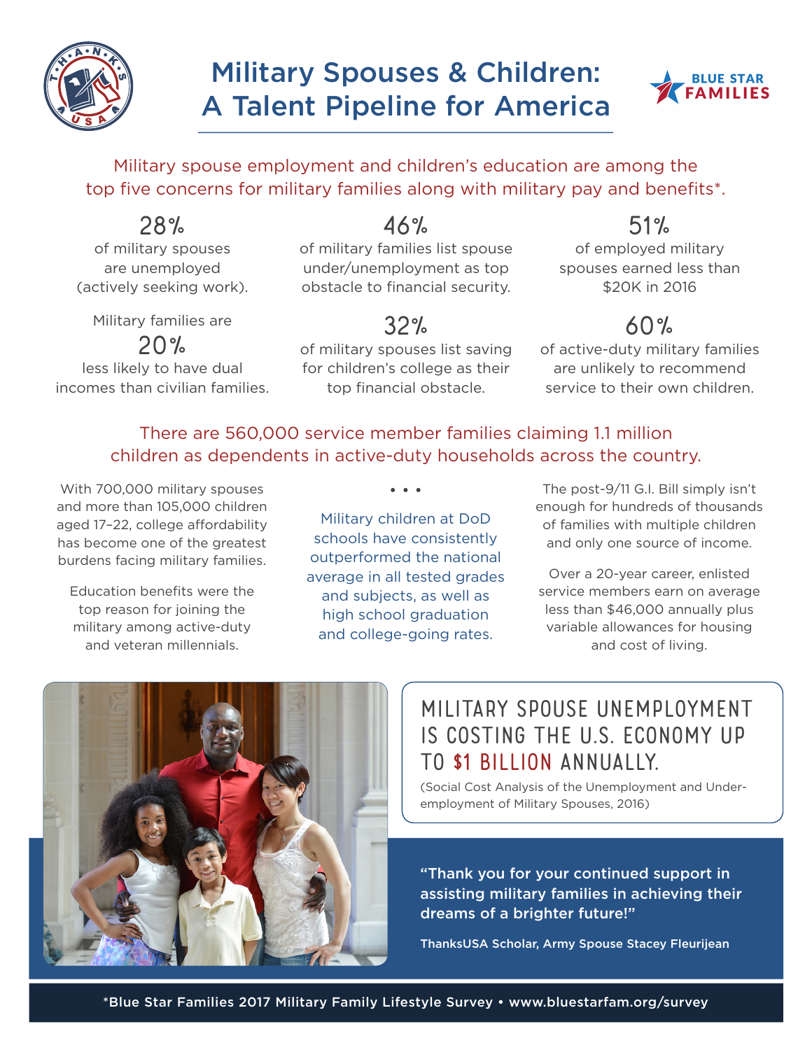# Military Spouses & Children: A Talent Pipeline for America

Military spouse employment and children's education are among the top five concerns for military families along with military pay and benefits*.

**28%** of military spouses are unemployed (actively seeking work).

**46%** of military families list spouse under/unemployment as top obstacle to financial security.

**51%** of employed military spouses earned less than $20K in 2016

Military families are **20%** less likely to have dual incomes than civilian families.

**32%** of military spouses list saving for children's college as their top financial obstacle.

**60%** of active-duty military families are unlikely to recommend service to their own children.

There are 560,000 service member families claiming 1.1 million children as dependents in active-duty households across the country.

With 700,000 military spouses and more than 105,000 children aged 17–22, college affordability has become one of the greatest burdens facing military families.

Education benefits were the top reason for joining the military among active-duty and veteran millennials.

• • •

Military children at DoD schools have consistently outperformed the national average in all tested grades and subjects, as well as high school graduation and college-going rates.

The post-9/11 G.I. Bill simply isn't enough for hundreds of thousands of families with multiple children and only one source of income.

Over a 20-year career, enlisted service members earn on average less than $46,000 annually plus variable allowances for housing and cost of living.

## MILITARY SPOUSE UNEMPLOYMENT IS COSTING THE U.S. ECONOMY UP TO $1 BILLION ANNUALLY.

(Social Cost Analysis of the Unemployment and Under-employment of Military Spouses, 2016)

**"Thank you for your continued support in assisting military families in achieving their dreams of a brighter future!"**

**ThanksUSA Scholar, Army Spouse Stacey Fleurijean**

*Blue Star Families 2017 Military Family Lifestyle Survey • www.bluestarfam.org/survey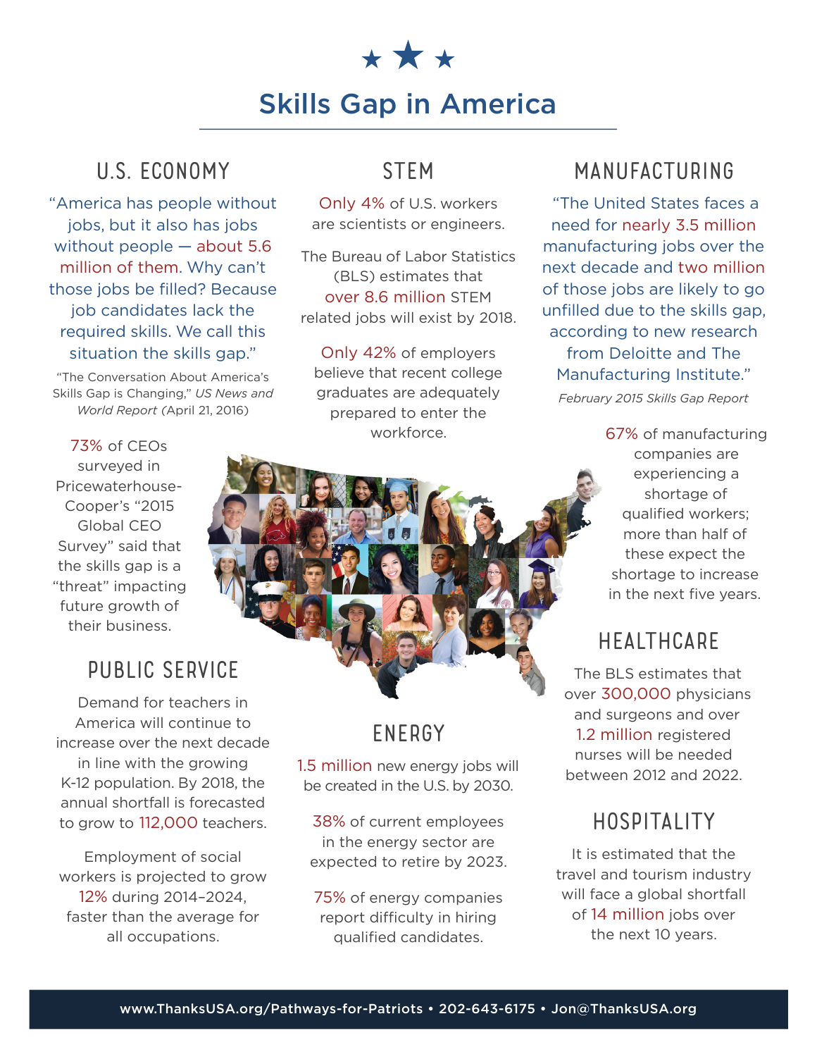# Skills Gap in America

## U.S. ECONOMY

"America has people without jobs, but it also has jobs without people — about 5.6 million of them. Why can't those jobs be filled? Because job candidates lack the required skills. We call this situation the skills gap."

"The Conversation About America's Skills Gap is Changing," *US News and World Report* (April 21, 2016)

73% of CEOs surveyed in Pricewaterhouse-Cooper's "2015 Global CEO Survey" said that the skills gap is a "threat" impacting future growth of their business.

## STEM

Only 4% of U.S. workers are scientists or engineers.

The Bureau of Labor Statistics (BLS) estimates that over 8.6 million STEM related jobs will exist by 2018.

Only 42% of employers believe that recent college graduates are adequately prepared to enter the workforce.

## MANUFACTURING

"The United States faces a need for nearly 3.5 million manufacturing jobs over the next decade and two million of those jobs are likely to go unfilled due to the skills gap, according to new research from Deloitte and The Manufacturing Institute."

*February 2015 Skills Gap Report*

67% of manufacturing companies are experiencing a shortage of qualified workers; more than half of these expect the shortage to increase in the next five years.

## PUBLIC SERVICE

Demand for teachers in America will continue to increase over the next decade in line with the growing K-12 population. By 2018, the annual shortfall is forecasted to grow to 112,000 teachers.

Employment of social workers is projected to grow 12% during 2014–2024, faster than the average for all occupations.

## ENERGY

1.5 million new energy jobs will be created in the U.S. by 2030.

38% of current employees in the energy sector are expected to retire by 2023.

75% of energy companies report difficulty in hiring qualified candidates.

## HEALTHCARE

The BLS estimates that over 300,000 physicians and surgeons and over 1.2 million registered nurses will be needed between 2012 and 2022.

## HOSPITALITY

It is estimated that the travel and tourism industry will face a global shortfall of 14 million jobs over the next 10 years.

www.ThanksUSA.org/Pathways-for-Patriots • 202-643-6175 • Jon@ThanksUSA.org